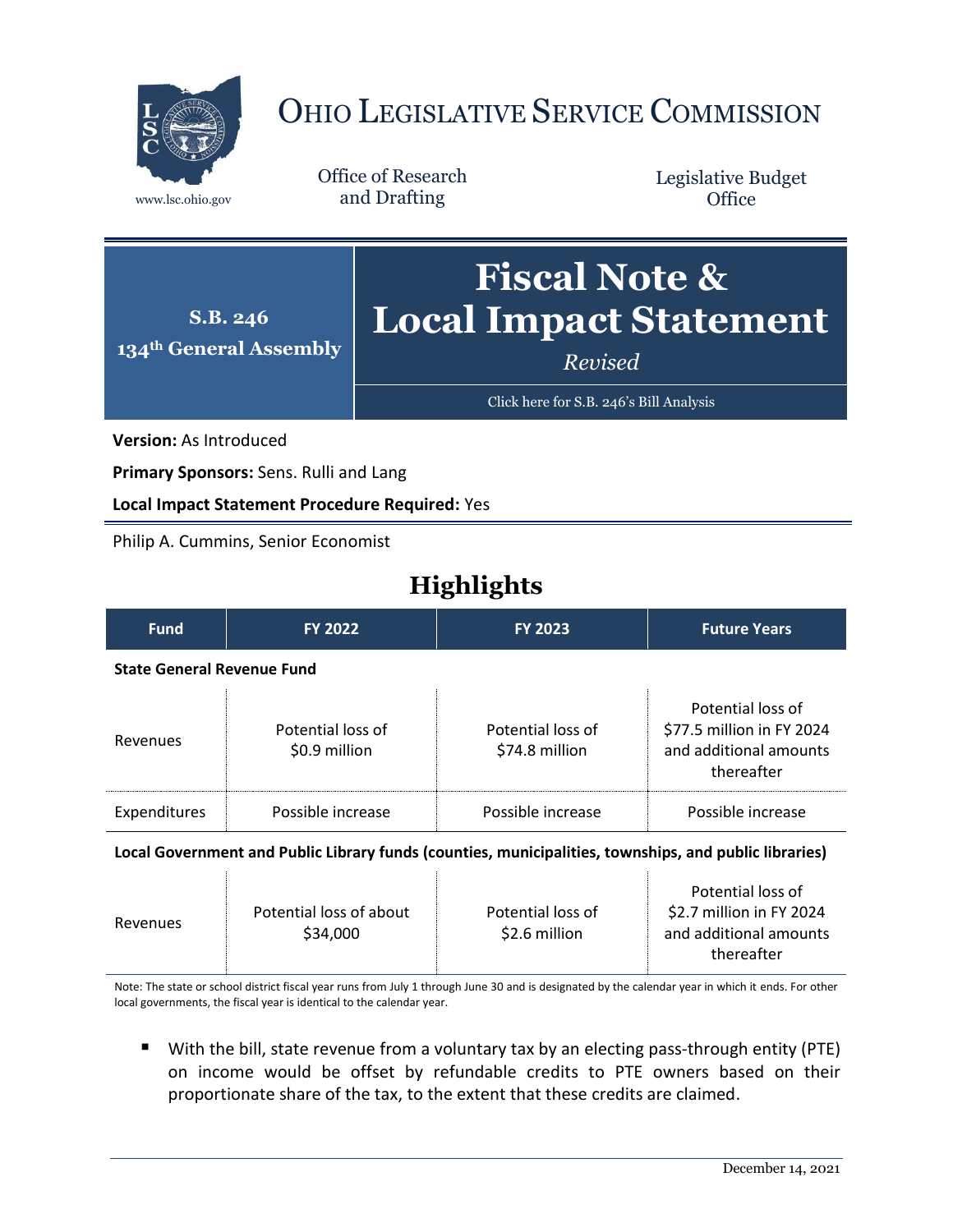# Ohio Legislative Service Commission

www.lsc.ohio.gov

Office of Research and Drafting

Legislative Budget Office

**S.B. 246**
**134th General Assembly**

# Fiscal Note & Local Impact Statement

*Revised*

Click here for S.B. 246's Bill Analysis

**Version:** As Introduced

**Primary Sponsors:** Sens. Rulli and Lang

**Local Impact Statement Procedure Required:** Yes

Philip A. Cummins, Senior Economist

## Highlights

| Fund | FY 2022 | FY 2023 | Future Years |
|---|---|---|---|
| **State General Revenue Fund** | | | |
| Revenues | Potential loss of $0.9 million | Potential loss of $74.8 million | Potential loss of $77.5 million in FY 2024 and additional amounts thereafter |
| Expenditures | Possible increase | Possible increase | Possible increase |
| **Local Government and Public Library funds (counties, municipalities, townships, and public libraries)** | | | |
| Revenues | Potential loss of about $34,000 | Potential loss of $2.6 million | Potential loss of $2.7 million in FY 2024 and additional amounts thereafter |

Note: The state or school district fiscal year runs from July 1 through June 30 and is designated by the calendar year in which it ends. For other local governments, the fiscal year is identical to the calendar year.

- With the bill, state revenue from a voluntary tax by an electing pass-through entity (PTE) on income would be offset by refundable credits to PTE owners based on their proportionate share of the tax, to the extent that these credits are claimed.

December 14, 2021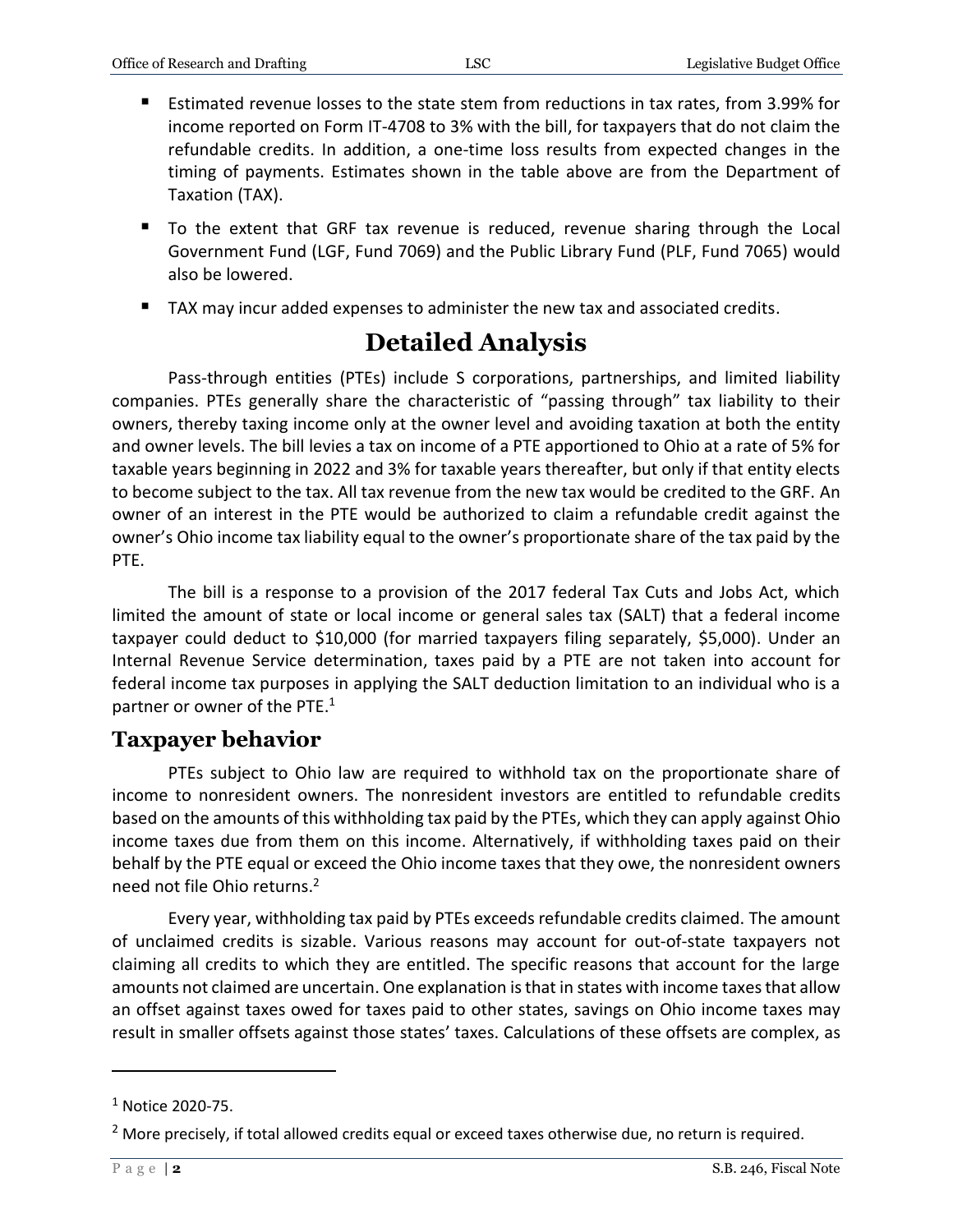- Estimated revenue losses to the state stem from reductions in tax rates, from 3.99% for income reported on Form IT-4708 to 3% with the bill, for taxpayers that do not claim the refundable credits. In addition, a one-time loss results from expected changes in the timing of payments. Estimates shown in the table above are from the Department of Taxation (TAX).
- To the extent that GRF tax revenue is reduced, revenue sharing through the Local Government Fund (LGF, Fund 7069) and the Public Library Fund (PLF, Fund 7065) would also be lowered.
- TAX may incur added expenses to administer the new tax and associated credits.

# Detailed Analysis

Pass-through entities (PTEs) include S corporations, partnerships, and limited liability companies. PTEs generally share the characteristic of "passing through" tax liability to their owners, thereby taxing income only at the owner level and avoiding taxation at both the entity and owner levels. The bill levies a tax on income of a PTE apportioned to Ohio at a rate of 5% for taxable years beginning in 2022 and 3% for taxable years thereafter, but only if that entity elects to become subject to the tax. All tax revenue from the new tax would be credited to the GRF. An owner of an interest in the PTE would be authorized to claim a refundable credit against the owner's Ohio income tax liability equal to the owner's proportionate share of the tax paid by the PTE.

The bill is a response to a provision of the 2017 federal Tax Cuts and Jobs Act, which limited the amount of state or local income or general sales tax (SALT) that a federal income taxpayer could deduct to $10,000 (for married taxpayers filing separately, $5,000). Under an Internal Revenue Service determination, taxes paid by a PTE are not taken into account for federal income tax purposes in applying the SALT deduction limitation to an individual who is a partner or owner of the PTE.[1]

## Taxpayer behavior

PTEs subject to Ohio law are required to withhold tax on the proportionate share of income to nonresident owners. The nonresident investors are entitled to refundable credits based on the amounts of this withholding tax paid by the PTEs, which they can apply against Ohio income taxes due from them on this income. Alternatively, if withholding taxes paid on their behalf by the PTE equal or exceed the Ohio income taxes that they owe, the nonresident owners need not file Ohio returns.[2]

Every year, withholding tax paid by PTEs exceeds refundable credits claimed. The amount of unclaimed credits is sizable. Various reasons may account for out-of-state taxpayers not claiming all credits to which they are entitled. The specific reasons that account for the large amounts not claimed are uncertain. One explanation is that in states with income taxes that allow an offset against taxes owed for taxes paid to other states, savings on Ohio income taxes may result in smaller offsets against those states' taxes. Calculations of these offsets are complex, as

---

[1] Notice 2020-75.

[2] More precisely, if total allowed credits equal or exceed taxes otherwise due, no return is required.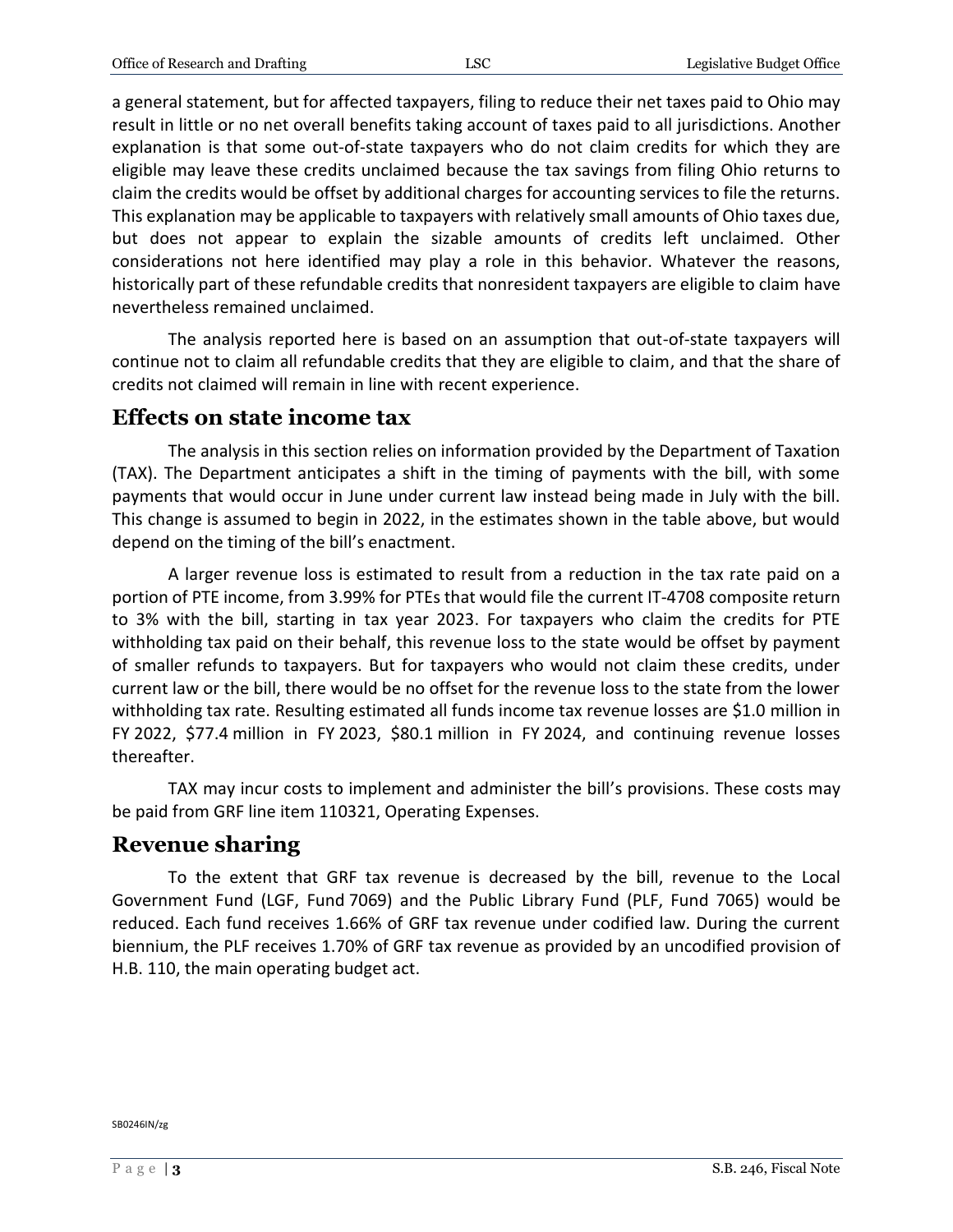a general statement, but for affected taxpayers, filing to reduce their net taxes paid to Ohio may result in little or no net overall benefits taking account of taxes paid to all jurisdictions. Another explanation is that some out-of-state taxpayers who do not claim credits for which they are eligible may leave these credits unclaimed because the tax savings from filing Ohio returns to claim the credits would be offset by additional charges for accounting services to file the returns. This explanation may be applicable to taxpayers with relatively small amounts of Ohio taxes due, but does not appear to explain the sizable amounts of credits left unclaimed. Other considerations not here identified may play a role in this behavior. Whatever the reasons, historically part of these refundable credits that nonresident taxpayers are eligible to claim have nevertheless remained unclaimed.

The analysis reported here is based on an assumption that out-of-state taxpayers will continue not to claim all refundable credits that they are eligible to claim, and that the share of credits not claimed will remain in line with recent experience.

## Effects on state income tax

The analysis in this section relies on information provided by the Department of Taxation (TAX). The Department anticipates a shift in the timing of payments with the bill, with some payments that would occur in June under current law instead being made in July with the bill. This change is assumed to begin in 2022, in the estimates shown in the table above, but would depend on the timing of the bill's enactment.

A larger revenue loss is estimated to result from a reduction in the tax rate paid on a portion of PTE income, from 3.99% for PTEs that would file the current IT-4708 composite return to 3% with the bill, starting in tax year 2023. For taxpayers who claim the credits for PTE withholding tax paid on their behalf, this revenue loss to the state would be offset by payment of smaller refunds to taxpayers. But for taxpayers who would not claim these credits, under current law or the bill, there would be no offset for the revenue loss to the state from the lower withholding tax rate. Resulting estimated all funds income tax revenue losses are $1.0 million in FY 2022, $77.4 million in FY 2023, $80.1 million in FY 2024, and continuing revenue losses thereafter.

TAX may incur costs to implement and administer the bill's provisions. These costs may be paid from GRF line item 110321, Operating Expenses.

## Revenue sharing

To the extent that GRF tax revenue is decreased by the bill, revenue to the Local Government Fund (LGF, Fund 7069) and the Public Library Fund (PLF, Fund 7065) would be reduced. Each fund receives 1.66% of GRF tax revenue under codified law. During the current biennium, the PLF receives 1.70% of GRF tax revenue as provided by an uncodified provision of H.B. 110, the main operating budget act.

SB0246IN/zg